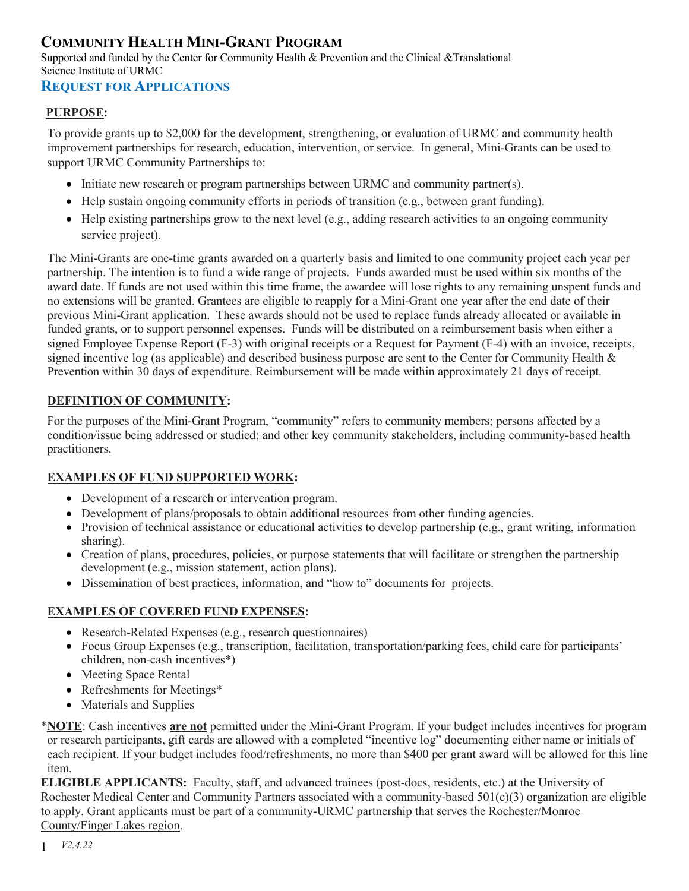# Community Health Mini-Grant Program

Supported and funded by the Center for Community Health & Prevention and the Clinical &Translational Science Institute of URMC

## Request for Applications

**PURPOSE:**

To provide grants up to $2,000 for the development, strengthening, or evaluation of URMC and community health improvement partnerships for research, education, intervention, or service. In general, Mini-Grants can be used to support URMC Community Partnerships to:

- Initiate new research or program partnerships between URMC and community partner(s).
- Help sustain ongoing community efforts in periods of transition (e.g., between grant funding).
- Help existing partnerships grow to the next level (e.g., adding research activities to an ongoing community service project).

The Mini-Grants are one-time grants awarded on a quarterly basis and limited to one community project each year per partnership. The intention is to fund a wide range of projects. Funds awarded must be used within six months of the award date. If funds are not used within this time frame, the awardee will lose rights to any remaining unspent funds and no extensions will be granted. Grantees are eligible to reapply for a Mini-Grant one year after the end date of their previous Mini-Grant application. These awards should not be used to replace funds already allocated or available in funded grants, or to support personnel expenses. Funds will be distributed on a reimbursement basis when either a signed Employee Expense Report (F-3) with original receipts or a Request for Payment (F-4) with an invoice, receipts, signed incentive log (as applicable) and described business purpose are sent to the Center for Community Health & Prevention within 30 days of expenditure. Reimbursement will be made within approximately 21 days of receipt.

**DEFINITION OF COMMUNITY:**

For the purposes of the Mini-Grant Program, "community" refers to community members; persons affected by a condition/issue being addressed or studied; and other key community stakeholders, including community-based health practitioners.

**EXAMPLES OF FUND SUPPORTED WORK:**

- Development of a research or intervention program.
- Development of plans/proposals to obtain additional resources from other funding agencies.
- Provision of technical assistance or educational activities to develop partnership (e.g., grant writing, information sharing).
- Creation of plans, procedures, policies, or purpose statements that will facilitate or strengthen the partnership development (e.g., mission statement, action plans).
- Dissemination of best practices, information, and "how to" documents for projects.

**EXAMPLES OF COVERED FUND EXPENSES:**

- Research-Related Expenses (e.g., research questionnaires)
- Focus Group Expenses (e.g., transcription, facilitation, transportation/parking fees, child care for participants' children, non-cash incentives*)
- Meeting Space Rental
- Refreshments for Meetings*
- Materials and Supplies

*__NOTE__: Cash incentives **are not** permitted under the Mini-Grant Program. If your budget includes incentives for program or research participants, gift cards are allowed with a completed "incentive log" documenting either name or initials of each recipient. If your budget includes food/refreshments, no more than $400 per grant award will be allowed for this line item.

**ELIGIBLE APPLICANTS:** Faculty, staff, and advanced trainees (post-docs, residents, etc.) at the University of Rochester Medical Center and Community Partners associated with a community-based 501(c)(3) organization are eligible to apply. Grant applicants must be part of a community-URMC partnership that serves the Rochester/Monroe County/Finger Lakes region.

*V2.4.22*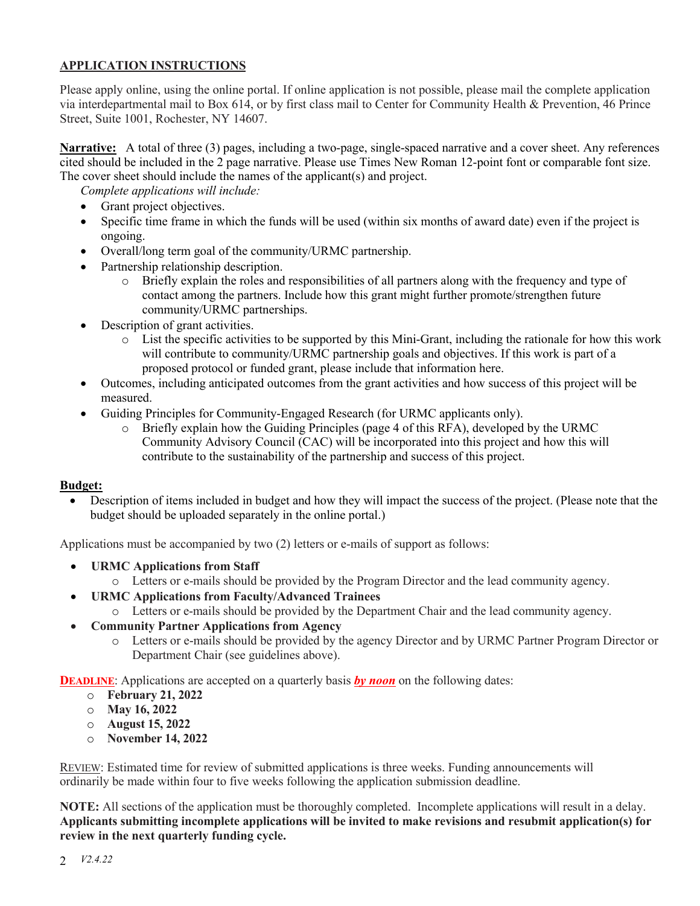## APPLICATION INSTRUCTIONS

Please apply online, using the online portal. If online application is not possible, please mail the complete application via interdepartmental mail to Box 614, or by first class mail to Center for Community Health & Prevention, 46 Prince Street, Suite 1001, Rochester, NY 14607.

**Narrative:** A total of three (3) pages, including a two-page, single-spaced narrative and a cover sheet. Any references cited should be included in the 2 page narrative. Please use Times New Roman 12-point font or comparable font size. The cover sheet should include the names of the applicant(s) and project.

*Complete applications will include:*

- Grant project objectives.
- Specific time frame in which the funds will be used (within six months of award date) even if the project is ongoing.
- Overall/long term goal of the community/URMC partnership.
- Partnership relationship description.
  - Briefly explain the roles and responsibilities of all partners along with the frequency and type of contact among the partners. Include how this grant might further promote/strengthen future community/URMC partnerships.
- Description of grant activities.
  - List the specific activities to be supported by this Mini-Grant, including the rationale for how this work will contribute to community/URMC partnership goals and objectives. If this work is part of a proposed protocol or funded grant, please include that information here.
- Outcomes, including anticipated outcomes from the grant activities and how success of this project will be measured.
- Guiding Principles for Community-Engaged Research (for URMC applicants only).
  - Briefly explain how the Guiding Principles (page 4 of this RFA), developed by the URMC Community Advisory Council (CAC) will be incorporated into this project and how this will contribute to the sustainability of the partnership and success of this project.

**Budget:**

- Description of items included in budget and how they will impact the success of the project. (Please note that the budget should be uploaded separately in the online portal.)

Applications must be accompanied by two (2) letters or e-mails of support as follows:

- **URMC Applications from Staff**
  - Letters or e-mails should be provided by the Program Director and the lead community agency.
- **URMC Applications from Faculty/Advanced Trainees**
  - Letters or e-mails should be provided by the Department Chair and the lead community agency.
- **Community Partner Applications from Agency**
  - Letters or e-mails should be provided by the agency Director and by URMC Partner Program Director or Department Chair (see guidelines above).

**DEADLINE**: Applications are accepted on a quarterly basis ***by noon*** on the following dates:

- **February 21, 2022**
- **May 16, 2022**
- **August 15, 2022**
- **November 14, 2022**

REVIEW: Estimated time for review of submitted applications is three weeks. Funding announcements will ordinarily be made within four to five weeks following the application submission deadline.

**NOTE:** All sections of the application must be thoroughly completed. Incomplete applications will result in a delay. **Applicants submitting incomplete applications will be invited to make revisions and resubmit application(s) for review in the next quarterly funding cycle.**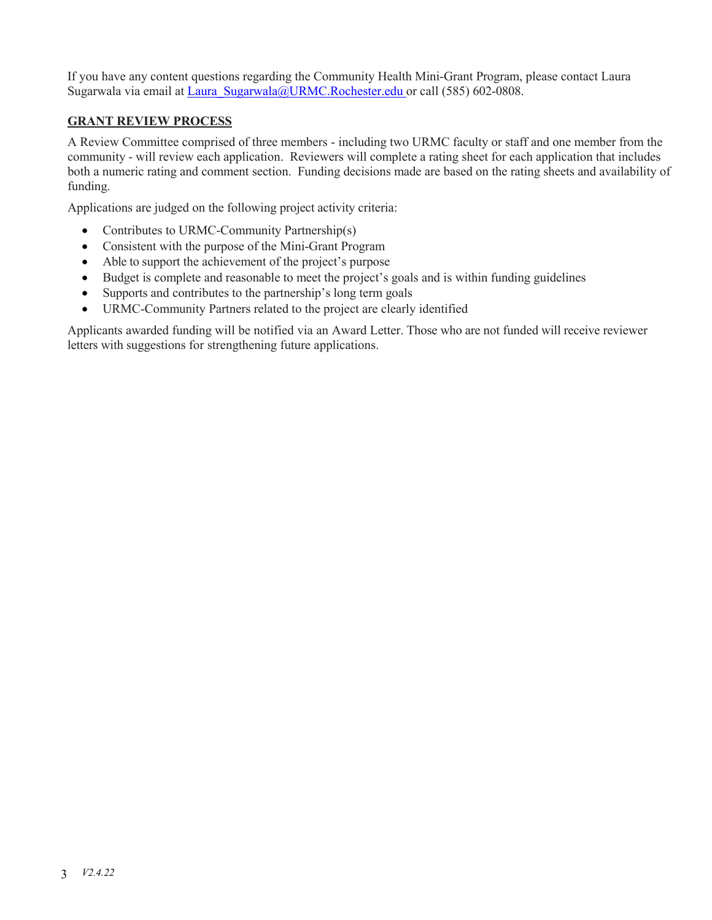If you have any content questions regarding the Community Health Mini-Grant Program, please contact Laura Sugarwala via email at [Laura_Sugarwala@URMC.Rochester.edu](mailto:Laura_Sugarwala@URMC.Rochester.edu) or call (585) 602-0808.

## GRANT REVIEW PROCESS

A Review Committee comprised of three members - including two URMC faculty or staff and one member from the community - will review each application. Reviewers will complete a rating sheet for each application that includes both a numeric rating and comment section. Funding decisions made are based on the rating sheets and availability of funding.

Applications are judged on the following project activity criteria:

- Contributes to URMC-Community Partnership(s)
- Consistent with the purpose of the Mini-Grant Program
- Able to support the achievement of the project's purpose
- Budget is complete and reasonable to meet the project's goals and is within funding guidelines
- Supports and contributes to the partnership's long term goals
- URMC-Community Partners related to the project are clearly identified

Applicants awarded funding will be notified via an Award Letter. Those who are not funded will receive reviewer letters with suggestions for strengthening future applications.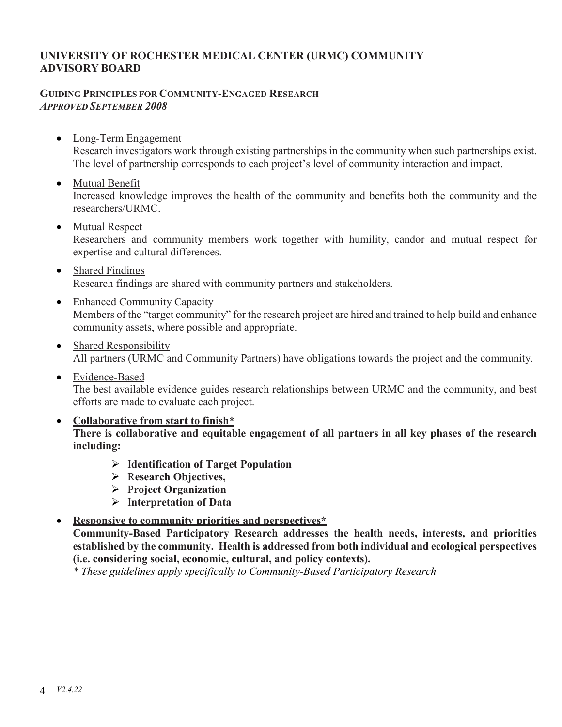## UNIVERSITY OF ROCHESTER MEDICAL CENTER (URMC) COMMUNITY ADVISORY BOARD

### GUIDING PRINCIPLES FOR COMMUNITY-ENGAGED RESEARCH
***APPROVED SEPTEMBER 2008***

- Long-Term Engagement
  Research investigators work through existing partnerships in the community when such partnerships exist. The level of partnership corresponds to each project's level of community interaction and impact.
- Mutual Benefit
  Increased knowledge improves the health of the community and benefits both the community and the researchers/URMC.
- Mutual Respect
  Researchers and community members work together with humility, candor and mutual respect for expertise and cultural differences.
- Shared Findings
  Research findings are shared with community partners and stakeholders.
- Enhanced Community Capacity
  Members of the "target community" for the research project are hired and trained to help build and enhance community assets, where possible and appropriate.
- Shared Responsibility
  All partners (URMC and Community Partners) have obligations towards the project and the community.
- Evidence-Based
  The best available evidence guides research relationships between URMC and the community, and best efforts are made to evaluate each project.
- **Collaborative from start to finish***
  **There is collaborative and equitable engagement of all partners in all key phases of the research including:**
  - **Identification of Target Population**
  - **Research Objectives,**
  - **Project Organization**
  - **Interpretation of Data**
- **Responsive to community priorities and perspectives***
  **Community-Based Participatory Research addresses the health needs, interests, and priorities established by the community. Health is addressed from both individual and ecological perspectives (i.e. considering social, economic, cultural, and policy contexts).**
  *\* These guidelines apply specifically to Community-Based Participatory Research*

*V2.4.22*